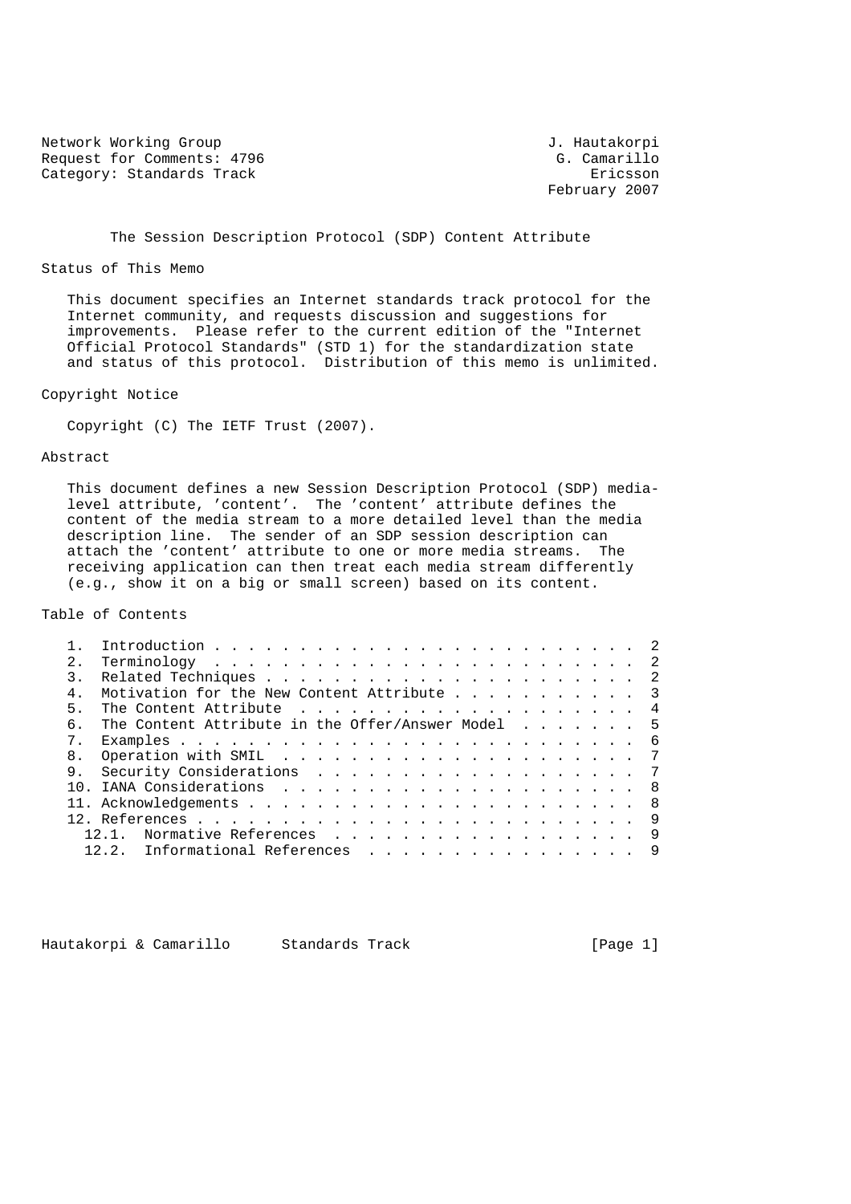Network Working Group J. Hautakorpi
Request for Comments: 4796 G. Camarillo
Category: Standards Track Ericsson
February 2007

# The Session Description Protocol (SDP) Content Attribute

## Status of This Memo

This document specifies an Internet standards track protocol for the Internet community, and requests discussion and suggestions for improvements. Please refer to the current edition of the "Internet Official Protocol Standards" (STD 1) for the standardization state and status of this protocol. Distribution of this memo is unlimited.

## Copyright Notice

Copyright (C) The IETF Trust (2007).

## Abstract

This document defines a new Session Description Protocol (SDP) media-level attribute, 'content'. The 'content' attribute defines the content of the media stream to a more detailed level than the media description line. The sender of an SDP session description can attach the 'content' attribute to one or more media streams. The receiving application can then treat each media stream differently (e.g., show it on a big or small screen) based on its content.

## Table of Contents

```
   1.  Introduction . . . . . . . . . . . . . . . . . . . . . . . . . 2
   2.  Terminology  . . . . . . . . . . . . . . . . . . . . . . . . . 2
   3.  Related Techniques . . . . . . . . . . . . . . . . . . . . . . 2
   4.  Motivation for the New Content Attribute . . . . . . . . . . . 3
   5.  The Content Attribute  . . . . . . . . . . . . . . . . . . . . 4
   6.  The Content Attribute in the Offer/Answer Model  . . . . . . . 5
   7.  Examples . . . . . . . . . . . . . . . . . . . . . . . . . . . 6
   8.  Operation with SMIL  . . . . . . . . . . . . . . . . . . . . . 7
   9.  Security Considerations  . . . . . . . . . . . . . . . . . . . 7
   10. IANA Considerations  . . . . . . . . . . . . . . . . . . . . . 8
   11. Acknowledgements . . . . . . . . . . . . . . . . . . . . . . . 8
   12. References . . . . . . . . . . . . . . . . . . . . . . . . . . 9
     12.1.  Normative References  . . . . . . . . . . . . . . . . . . 9
     12.2.  Informational References  . . . . . . . . . . . . . . . . 9
```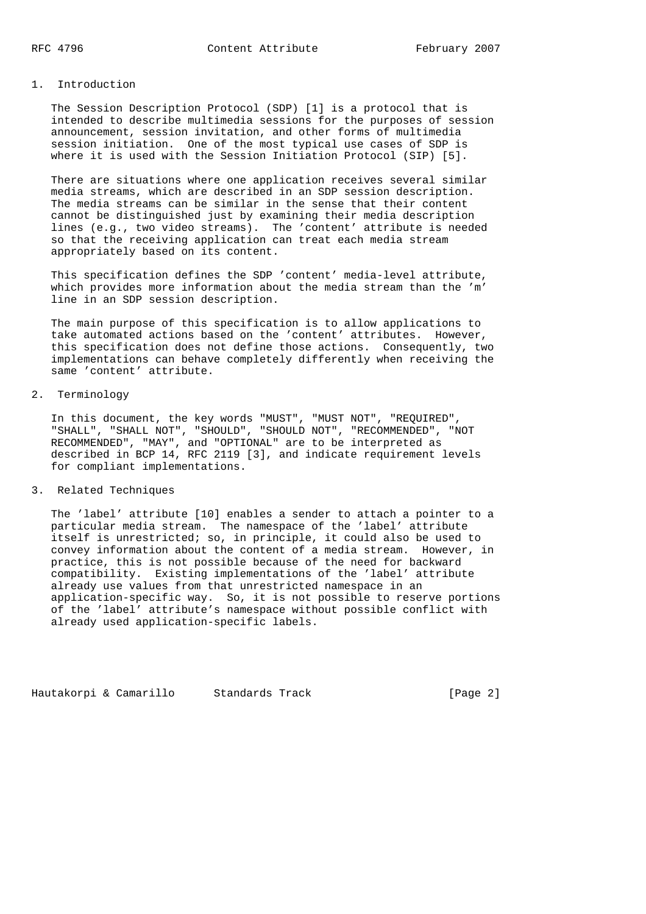## 1. Introduction

The Session Description Protocol (SDP) [1] is a protocol that is intended to describe multimedia sessions for the purposes of session announcement, session invitation, and other forms of multimedia session initiation. One of the most typical use cases of SDP is where it is used with the Session Initiation Protocol (SIP) [5].

There are situations where one application receives several similar media streams, which are described in an SDP session description. The media streams can be similar in the sense that their content cannot be distinguished just by examining their media description lines (e.g., two video streams). The 'content' attribute is needed so that the receiving application can treat each media stream appropriately based on its content.

This specification defines the SDP 'content' media-level attribute, which provides more information about the media stream than the 'm' line in an SDP session description.

The main purpose of this specification is to allow applications to take automated actions based on the 'content' attributes. However, this specification does not define those actions. Consequently, two implementations can behave completely differently when receiving the same 'content' attribute.

## 2. Terminology

In this document, the key words "MUST", "MUST NOT", "REQUIRED", "SHALL", "SHALL NOT", "SHOULD", "SHOULD NOT", "RECOMMENDED", "NOT RECOMMENDED", "MAY", and "OPTIONAL" are to be interpreted as described in BCP 14, RFC 2119 [3], and indicate requirement levels for compliant implementations.

## 3. Related Techniques

The 'label' attribute [10] enables a sender to attach a pointer to a particular media stream. The namespace of the 'label' attribute itself is unrestricted; so, in principle, it could also be used to convey information about the content of a media stream. However, in practice, this is not possible because of the need for backward compatibility. Existing implementations of the 'label' attribute already use values from that unrestricted namespace in an application-specific way. So, it is not possible to reserve portions of the 'label' attribute's namespace without possible conflict with already used application-specific labels.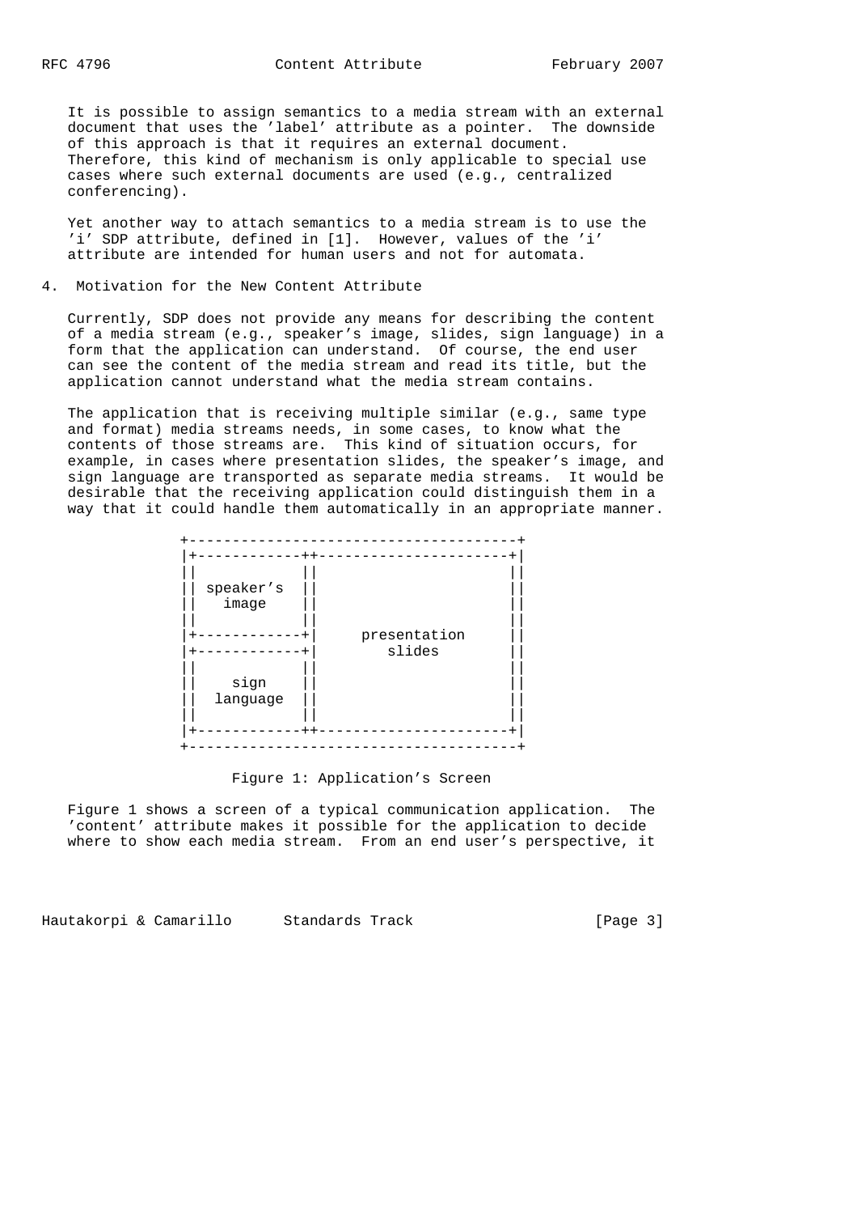It is possible to assign semantics to a media stream with an external document that uses the 'label' attribute as a pointer. The downside of this approach is that it requires an external document. Therefore, this kind of mechanism is only applicable to special use cases where such external documents are used (e.g., centralized conferencing).

Yet another way to attach semantics to a media stream is to use the 'i' SDP attribute, defined in [1]. However, values of the 'i' attribute are intended for human users and not for automata.

## 4. Motivation for the New Content Attribute

Currently, SDP does not provide any means for describing the content of a media stream (e.g., speaker's image, slides, sign language) in a form that the application can understand. Of course, the end user can see the content of the media stream and read its title, but the application cannot understand what the media stream contains.

The application that is receiving multiple similar (e.g., same type and format) media streams needs, in some cases, to know what the contents of those streams are. This kind of situation occurs, for example, in cases where presentation slides, the speaker's image, and sign language are transported as separate media streams. It would be desirable that the receiving application could distinguish them in a way that it could handle them automatically in an appropriate manner.

```
+--------------------------------------+
|+------------++----------------------+|
||            ||                      ||
|| speaker's  ||                      ||
||   image    ||                      ||
||            ||                      ||
|+------------+|     presentation     ||
|+------------+|        slides        ||
||            ||                      ||
||    sign    ||                      ||
||  language  ||                      ||
||            ||                      ||
|+------------++----------------------+|
+--------------------------------------+
```

Figure 1: Application's Screen

Figure 1 shows a screen of a typical communication application. The 'content' attribute makes it possible for the application to decide where to show each media stream. From an end user's perspective, it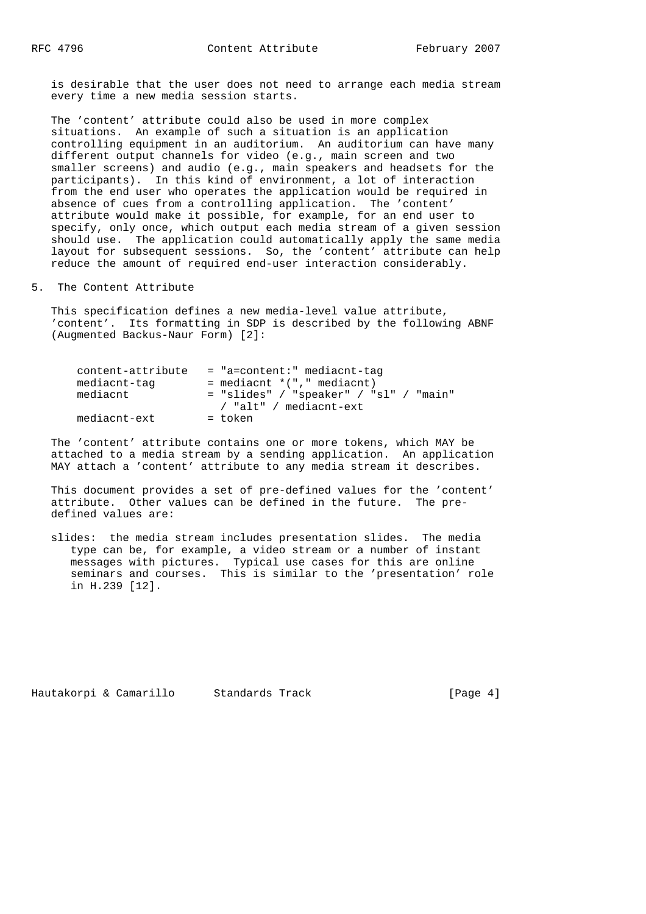is desirable that the user does not need to arrange each media stream every time a new media session starts.

The 'content' attribute could also be used in more complex situations. An example of such a situation is an application controlling equipment in an auditorium. An auditorium can have many different output channels for video (e.g., main screen and two smaller screens) and audio (e.g., main speakers and headsets for the participants). In this kind of environment, a lot of interaction from the end user who operates the application would be required in absence of cues from a controlling application. The 'content' attribute would make it possible, for example, for an end user to specify, only once, which output each media stream of a given session should use. The application could automatically apply the same media layout for subsequent sessions. So, the 'content' attribute can help reduce the amount of required end-user interaction considerably.

## 5. The Content Attribute

This specification defines a new media-level value attribute, 'content'. Its formatting in SDP is described by the following ABNF (Augmented Backus-Naur Form) [2]:

```
content-attribute   = "a=content:" mediacnt-tag
mediacnt-tag        = mediacnt *("," mediacnt)
mediacnt            = "slides" / "speaker" / "sl" / "main"
                      / "alt" / mediacnt-ext
mediacnt-ext        = token
```

The 'content' attribute contains one or more tokens, which MAY be attached to a media stream by a sending application. An application MAY attach a 'content' attribute to any media stream it describes.

This document provides a set of pre-defined values for the 'content' attribute. Other values can be defined in the future. The pre-defined values are:

slides: the media stream includes presentation slides. The media type can be, for example, a video stream or a number of instant messages with pictures. Typical use cases for this are online seminars and courses. This is similar to the 'presentation' role in H.239 [12].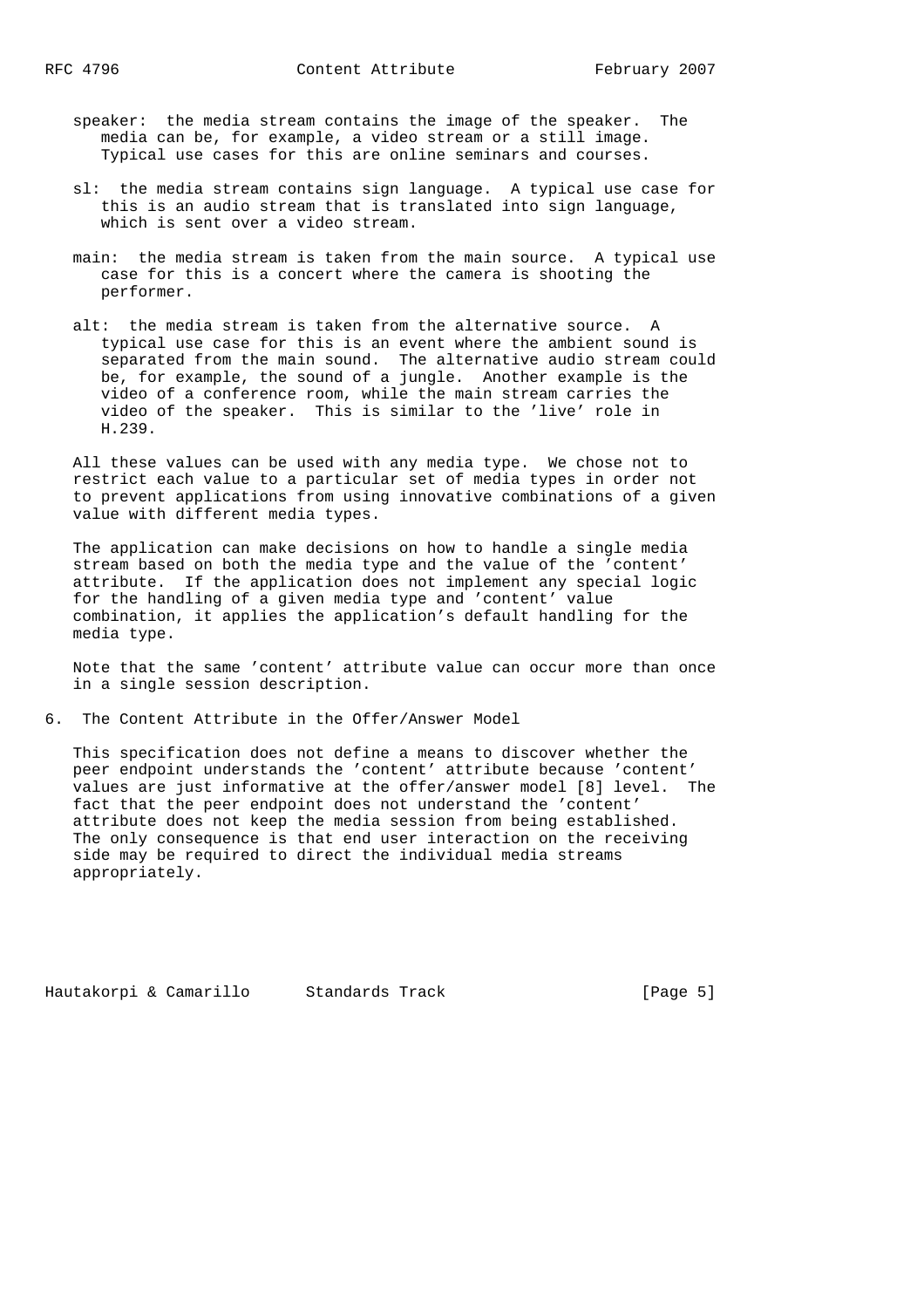speaker: the media stream contains the image of the speaker. The media can be, for example, a video stream or a still image. Typical use cases for this are online seminars and courses.

sl: the media stream contains sign language. A typical use case for this is an audio stream that is translated into sign language, which is sent over a video stream.

main: the media stream is taken from the main source. A typical use case for this is a concert where the camera is shooting the performer.

alt: the media stream is taken from the alternative source. A typical use case for this is an event where the ambient sound is separated from the main sound. The alternative audio stream could be, for example, the sound of a jungle. Another example is the video of a conference room, while the main stream carries the video of the speaker. This is similar to the 'live' role in H.239.

All these values can be used with any media type. We chose not to restrict each value to a particular set of media types in order not to prevent applications from using innovative combinations of a given value with different media types.

The application can make decisions on how to handle a single media stream based on both the media type and the value of the 'content' attribute. If the application does not implement any special logic for the handling of a given media type and 'content' value combination, it applies the application's default handling for the media type.

Note that the same 'content' attribute value can occur more than once in a single session description.

## 6. The Content Attribute in the Offer/Answer Model

This specification does not define a means to discover whether the peer endpoint understands the 'content' attribute because 'content' values are just informative at the offer/answer model [8] level. The fact that the peer endpoint does not understand the 'content' attribute does not keep the media session from being established. The only consequence is that end user interaction on the receiving side may be required to direct the individual media streams appropriately.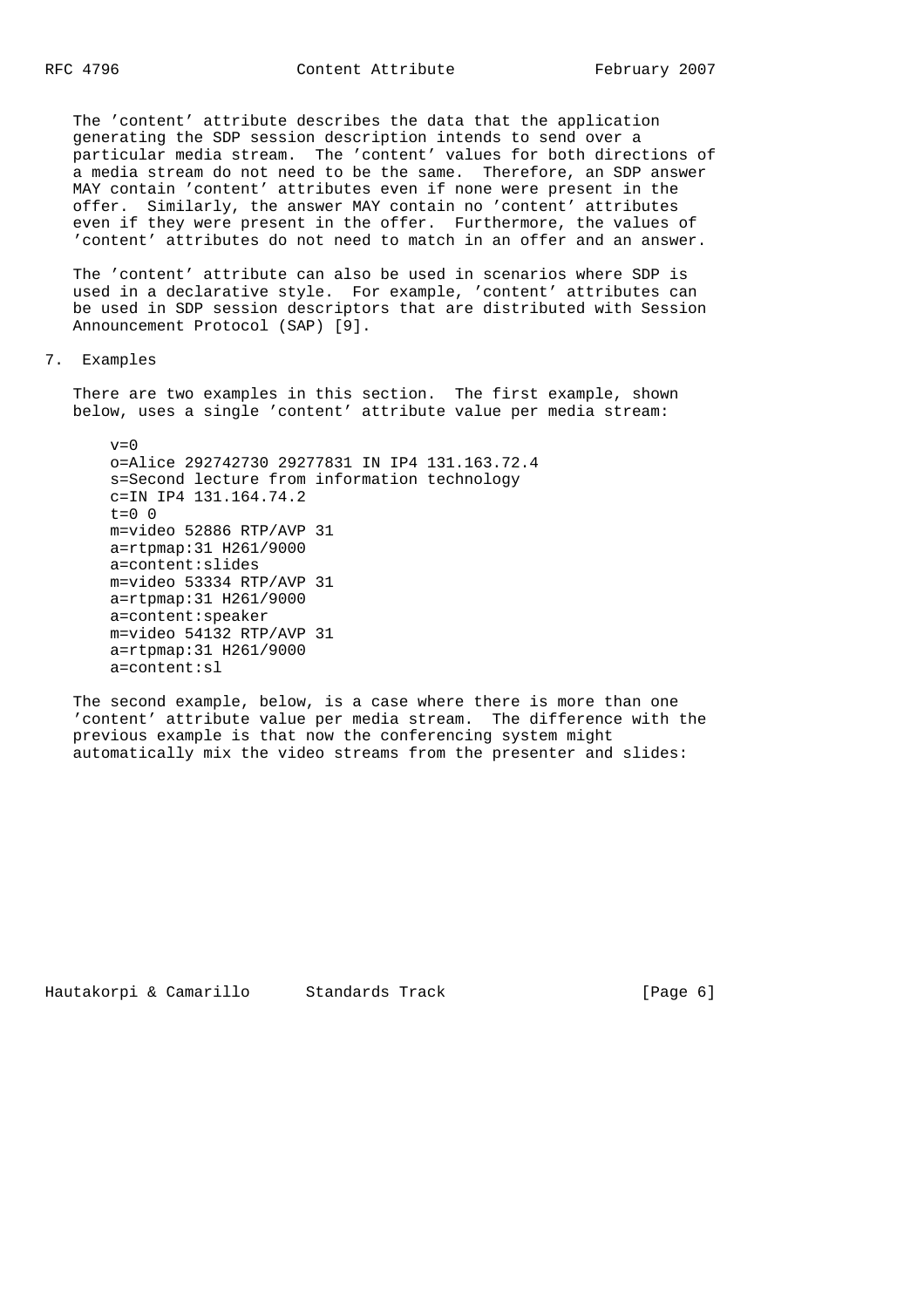The 'content' attribute describes the data that the application generating the SDP session description intends to send over a particular media stream. The 'content' values for both directions of a media stream do not need to be the same. Therefore, an SDP answer MAY contain 'content' attributes even if none were present in the offer. Similarly, the answer MAY contain no 'content' attributes even if they were present in the offer. Furthermore, the values of 'content' attributes do not need to match in an offer and an answer.

The 'content' attribute can also be used in scenarios where SDP is used in a declarative style. For example, 'content' attributes can be used in SDP session descriptors that are distributed with Session Announcement Protocol (SAP) [9].

## 7. Examples

There are two examples in this section. The first example, shown below, uses a single 'content' attribute value per media stream:

```
v=0
o=Alice 292742730 29277831 IN IP4 131.163.72.4
s=Second lecture from information technology
c=IN IP4 131.164.74.2
t=0 0
m=video 52886 RTP/AVP 31
a=rtpmap:31 H261/9000
a=content:slides
m=video 53334 RTP/AVP 31
a=rtpmap:31 H261/9000
a=content:speaker
m=video 54132 RTP/AVP 31
a=rtpmap:31 H261/9000
a=content:sl
```

The second example, below, is a case where there is more than one 'content' attribute value per media stream. The difference with the previous example is that now the conferencing system might automatically mix the video streams from the presenter and slides: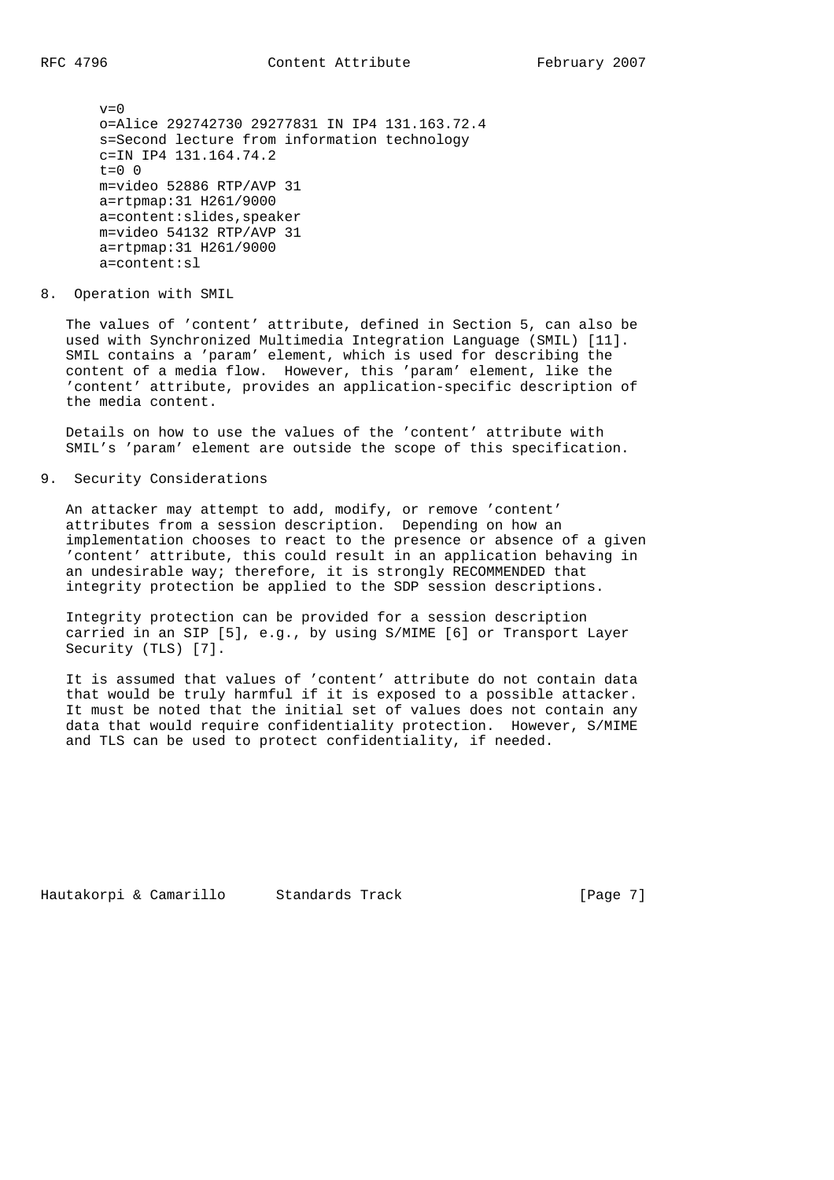```
v=0
o=Alice 292742730 29277831 IN IP4 131.163.72.4
s=Second lecture from information technology
c=IN IP4 131.164.74.2
t=0 0
m=video 52886 RTP/AVP 31
a=rtpmap:31 H261/9000
a=content:slides,speaker
m=video 54132 RTP/AVP 31
a=rtpmap:31 H261/9000
a=content:sl
```

## 8. Operation with SMIL

The values of 'content' attribute, defined in Section 5, can also be used with Synchronized Multimedia Integration Language (SMIL) [11]. SMIL contains a 'param' element, which is used for describing the content of a media flow. However, this 'param' element, like the 'content' attribute, provides an application-specific description of the media content.

Details on how to use the values of the 'content' attribute with SMIL's 'param' element are outside the scope of this specification.

## 9. Security Considerations

An attacker may attempt to add, modify, or remove 'content' attributes from a session description. Depending on how an implementation chooses to react to the presence or absence of a given 'content' attribute, this could result in an application behaving in an undesirable way; therefore, it is strongly RECOMMENDED that integrity protection be applied to the SDP session descriptions.

Integrity protection can be provided for a session description carried in an SIP [5], e.g., by using S/MIME [6] or Transport Layer Security (TLS) [7].

It is assumed that values of 'content' attribute do not contain data that would be truly harmful if it is exposed to a possible attacker. It must be noted that the initial set of values does not contain any data that would require confidentiality protection. However, S/MIME and TLS can be used to protect confidentiality, if needed.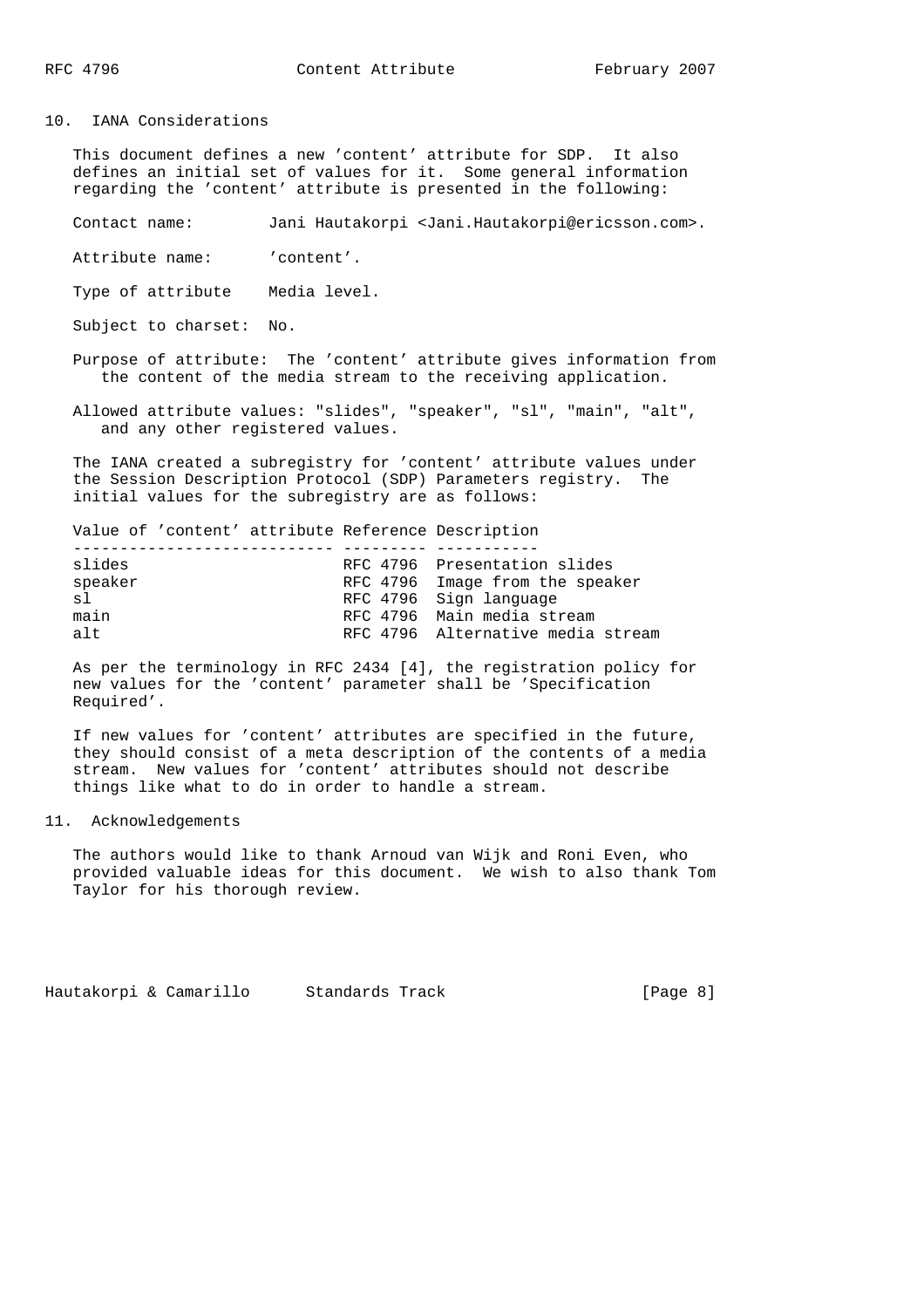## 10. IANA Considerations

This document defines a new 'content' attribute for SDP. It also defines an initial set of values for it. Some general information regarding the 'content' attribute is presented in the following:

Contact name: Jani Hautakorpi <Jani.Hautakorpi@ericsson.com>.

Attribute name: 'content'.

Type of attribute Media level.

Subject to charset: No.

Purpose of attribute: The 'content' attribute gives information from the content of the media stream to the receiving application.

Allowed attribute values: "slides", "speaker", "sl", "main", "alt", and any other registered values.

The IANA created a subregistry for 'content' attribute values under the Session Description Protocol (SDP) Parameters registry. The initial values for the subregistry are as follows:

| Value of 'content' attribute | Reference | Description |
|---|---|---|
| slides | RFC 4796 | Presentation slides |
| speaker | RFC 4796 | Image from the speaker |
| sl | RFC 4796 | Sign language |
| main | RFC 4796 | Main media stream |
| alt | RFC 4796 | Alternative media stream |

As per the terminology in RFC 2434 [4], the registration policy for new values for the 'content' parameter shall be 'Specification Required'.

If new values for 'content' attributes are specified in the future, they should consist of a meta description of the contents of a media stream. New values for 'content' attributes should not describe things like what to do in order to handle a stream.

## 11. Acknowledgements

The authors would like to thank Arnoud van Wijk and Roni Even, who provided valuable ideas for this document. We wish to also thank Tom Taylor for his thorough review.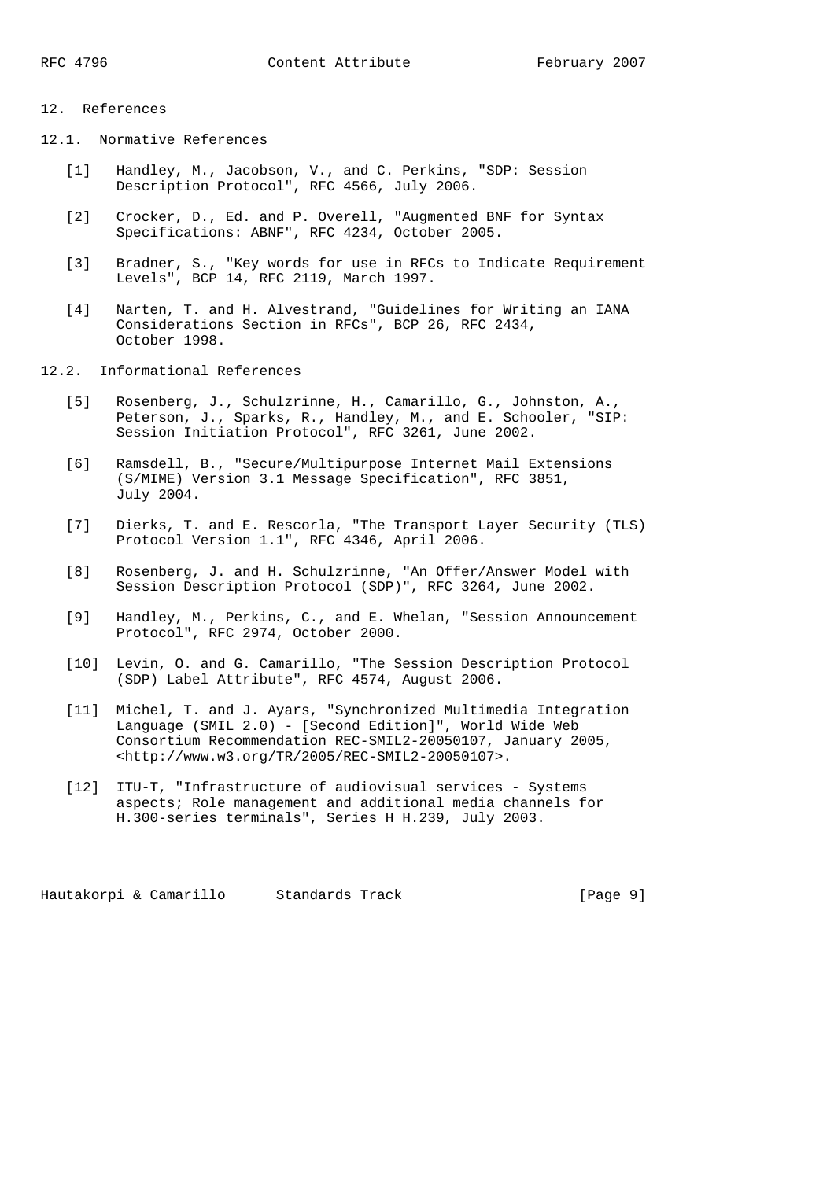## 12. References

### 12.1. Normative References

[1] Handley, M., Jacobson, V., and C. Perkins, "SDP: Session Description Protocol", RFC 4566, July 2006.

[2] Crocker, D., Ed. and P. Overell, "Augmented BNF for Syntax Specifications: ABNF", RFC 4234, October 2005.

[3] Bradner, S., "Key words for use in RFCs to Indicate Requirement Levels", BCP 14, RFC 2119, March 1997.

[4] Narten, T. and H. Alvestrand, "Guidelines for Writing an IANA Considerations Section in RFCs", BCP 26, RFC 2434, October 1998.

### 12.2. Informational References

[5] Rosenberg, J., Schulzrinne, H., Camarillo, G., Johnston, A., Peterson, J., Sparks, R., Handley, M., and E. Schooler, "SIP: Session Initiation Protocol", RFC 3261, June 2002.

[6] Ramsdell, B., "Secure/Multipurpose Internet Mail Extensions (S/MIME) Version 3.1 Message Specification", RFC 3851, July 2004.

[7] Dierks, T. and E. Rescorla, "The Transport Layer Security (TLS) Protocol Version 1.1", RFC 4346, April 2006.

[8] Rosenberg, J. and H. Schulzrinne, "An Offer/Answer Model with Session Description Protocol (SDP)", RFC 3264, June 2002.

[9] Handley, M., Perkins, C., and E. Whelan, "Session Announcement Protocol", RFC 2974, October 2000.

[10] Levin, O. and G. Camarillo, "The Session Description Protocol (SDP) Label Attribute", RFC 4574, August 2006.

[11] Michel, T. and J. Ayars, "Synchronized Multimedia Integration Language (SMIL 2.0) - [Second Edition]", World Wide Web Consortium Recommendation REC-SMIL2-20050107, January 2005, <http://www.w3.org/TR/2005/REC-SMIL2-20050107>.

[12] ITU-T, "Infrastructure of audiovisual services - Systems aspects; Role management and additional media channels for H.300-series terminals", Series H H.239, July 2003.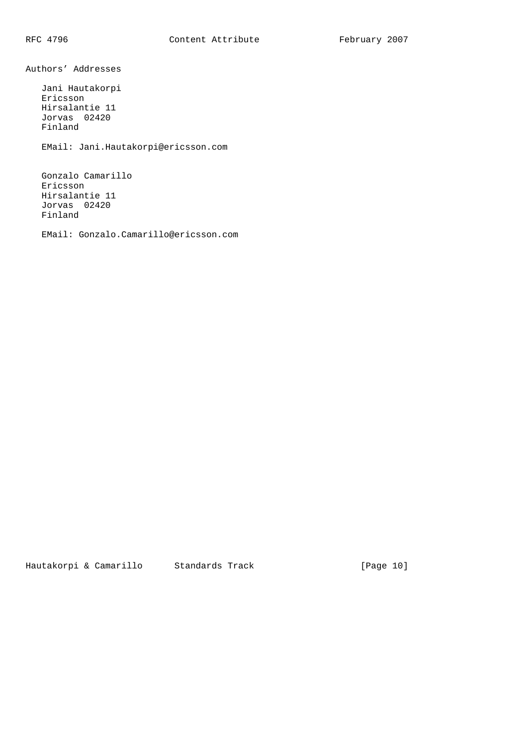## Authors' Addresses

Jani Hautakorpi
Ericsson
Hirsalantie 11
Jorvas  02420
Finland

EMail: Jani.Hautakorpi@ericsson.com

Gonzalo Camarillo
Ericsson
Hirsalantie 11
Jorvas  02420
Finland

EMail: Gonzalo.Camarillo@ericsson.com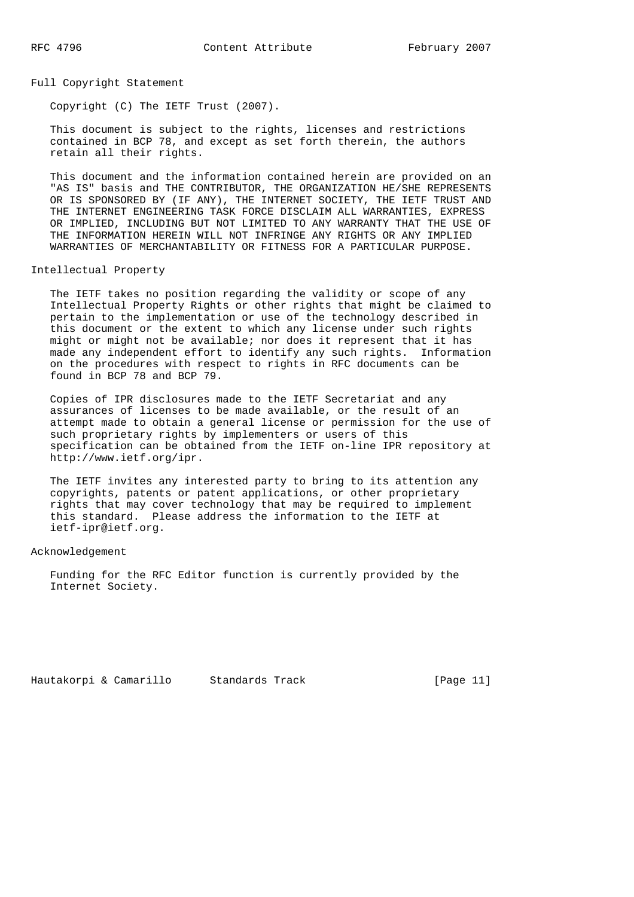## Full Copyright Statement

Copyright (C) The IETF Trust (2007).

This document is subject to the rights, licenses and restrictions contained in BCP 78, and except as set forth therein, the authors retain all their rights.

This document and the information contained herein are provided on an "AS IS" basis and THE CONTRIBUTOR, THE ORGANIZATION HE/SHE REPRESENTS OR IS SPONSORED BY (IF ANY), THE INTERNET SOCIETY, THE IETF TRUST AND THE INTERNET ENGINEERING TASK FORCE DISCLAIM ALL WARRANTIES, EXPRESS OR IMPLIED, INCLUDING BUT NOT LIMITED TO ANY WARRANTY THAT THE USE OF THE INFORMATION HEREIN WILL NOT INFRINGE ANY RIGHTS OR ANY IMPLIED WARRANTIES OF MERCHANTABILITY OR FITNESS FOR A PARTICULAR PURPOSE.

## Intellectual Property

The IETF takes no position regarding the validity or scope of any Intellectual Property Rights or other rights that might be claimed to pertain to the implementation or use of the technology described in this document or the extent to which any license under such rights might or might not be available; nor does it represent that it has made any independent effort to identify any such rights. Information on the procedures with respect to rights in RFC documents can be found in BCP 78 and BCP 79.

Copies of IPR disclosures made to the IETF Secretariat and any assurances of licenses to be made available, or the result of an attempt made to obtain a general license or permission for the use of such proprietary rights by implementers or users of this specification can be obtained from the IETF on-line IPR repository at http://www.ietf.org/ipr.

The IETF invites any interested party to bring to its attention any copyrights, patents or patent applications, or other proprietary rights that may cover technology that may be required to implement this standard. Please address the information to the IETF at ietf-ipr@ietf.org.

## Acknowledgement

Funding for the RFC Editor function is currently provided by the Internet Society.